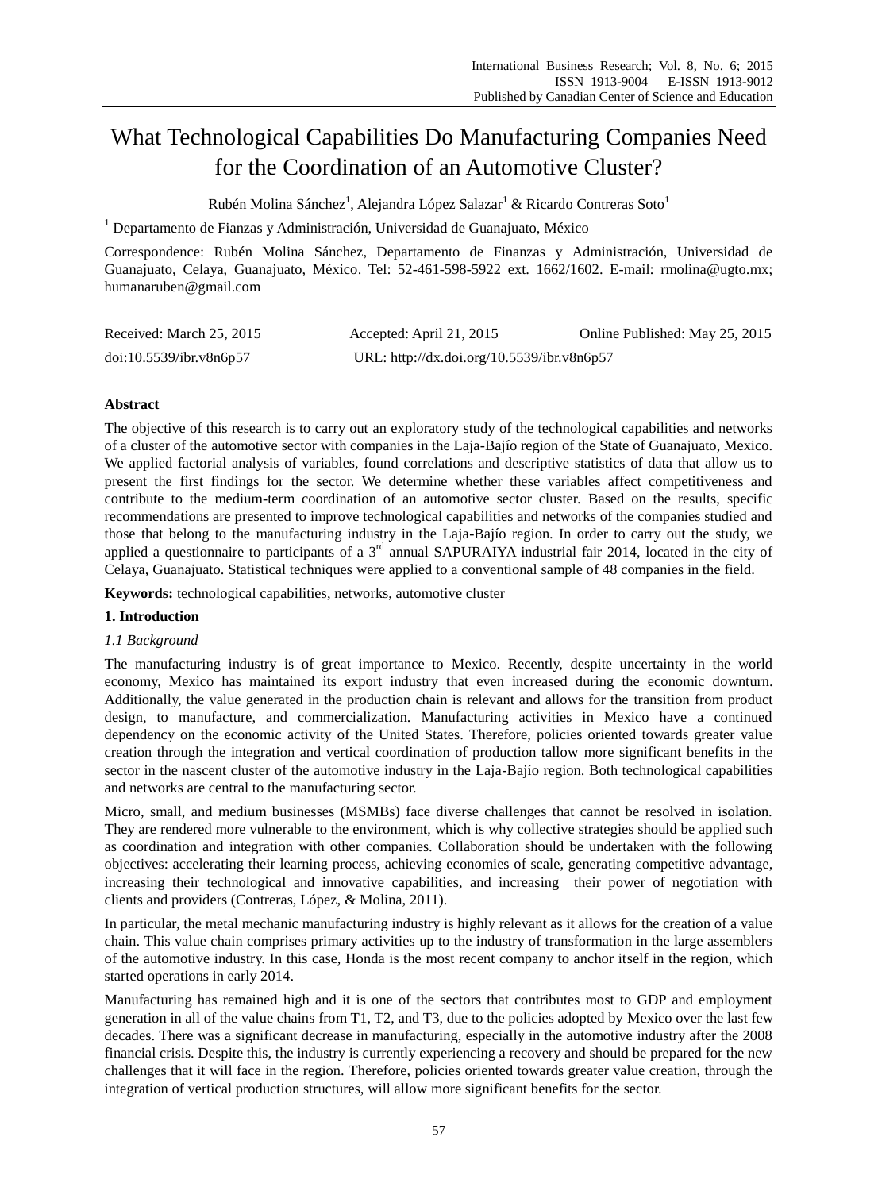# What Technological Capabilities Do Manufacturing Companies Need for the Coordination of an Automotive Cluster?

Rubén Molina Sánchez[1], Alejandra López Salazar[1] & Ricardo Contreras Soto[1]

[1] Departamento de Fianzas y Administración, Universidad de Guanajuato, México

Correspondence: Rubén Molina Sánchez, Departamento de Finanzas y Administración, Universidad de Guanajuato, Celaya, Guanajuato, México. Tel: 52-461-598-5922 ext. 1662/1602. E-mail: rmolina@ugto.mx; humanaruben@gmail.com

Received: March 25, 2015 Accepted: April 21, 2015 Online Published: May 25, 2015

doi:10.5539/ibr.v8n6p57 URL: http://dx.doi.org/10.5539/ibr.v8n6p57

## Abstract

The objective of this research is to carry out an exploratory study of the technological capabilities and networks of a cluster of the automotive sector with companies in the Laja-Bajío region of the State of Guanajuato, Mexico. We applied factorial analysis of variables, found correlations and descriptive statistics of data that allow us to present the first findings for the sector. We determine whether these variables affect competitiveness and contribute to the medium-term coordination of an automotive sector cluster. Based on the results, specific recommendations are presented to improve technological capabilities and networks of the companies studied and those that belong to the manufacturing industry in the Laja-Bajío region. In order to carry out the study, we applied a questionnaire to participants of a 3rd annual SAPURAIYA industrial fair 2014, located in the city of Celaya, Guanajuato. Statistical techniques were applied to a conventional sample of 48 companies in the field.

**Keywords:** technological capabilities, networks, automotive cluster

## 1. Introduction

### *1.1 Background*

The manufacturing industry is of great importance to Mexico. Recently, despite uncertainty in the world economy, Mexico has maintained its export industry that even increased during the economic downturn. Additionally, the value generated in the production chain is relevant and allows for the transition from product design, to manufacture, and commercialization. Manufacturing activities in Mexico have a continued dependency on the economic activity of the United States. Therefore, policies oriented towards greater value creation through the integration and vertical coordination of production tallow more significant benefits in the sector in the nascent cluster of the automotive industry in the Laja-Bajío region. Both technological capabilities and networks are central to the manufacturing sector.

Micro, small, and medium businesses (MSMBs) face diverse challenges that cannot be resolved in isolation. They are rendered more vulnerable to the environment, which is why collective strategies should be applied such as coordination and integration with other companies. Collaboration should be undertaken with the following objectives: accelerating their learning process, achieving economies of scale, generating competitive advantage, increasing their technological and innovative capabilities, and increasing their power of negotiation with clients and providers (Contreras, López, & Molina, 2011).

In particular, the metal mechanic manufacturing industry is highly relevant as it allows for the creation of a value chain. This value chain comprises primary activities up to the industry of transformation in the large assemblers of the automotive industry. In this case, Honda is the most recent company to anchor itself in the region, which started operations in early 2014.

Manufacturing has remained high and it is one of the sectors that contributes most to GDP and employment generation in all of the value chains from T1, T2, and T3, due to the policies adopted by Mexico over the last few decades. There was a significant decrease in manufacturing, especially in the automotive industry after the 2008 financial crisis. Despite this, the industry is currently experiencing a recovery and should be prepared for the new challenges that it will face in the region. Therefore, policies oriented towards greater value creation, through the integration of vertical production structures, will allow more significant benefits for the sector.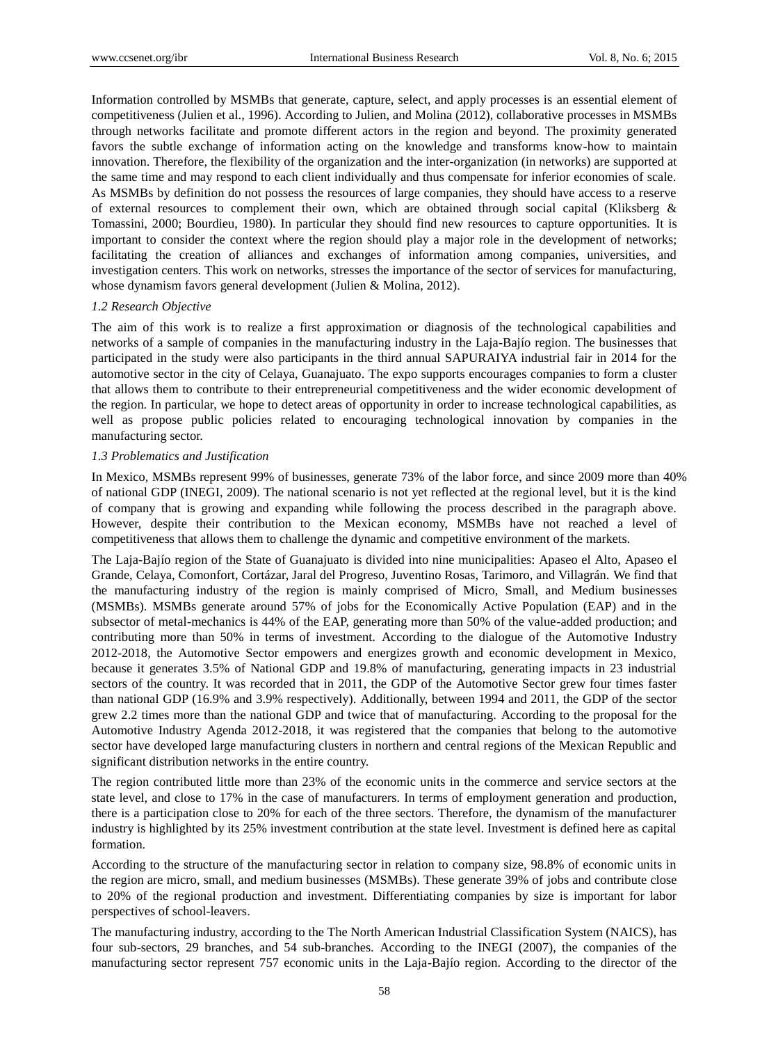Information controlled by MSMBs that generate, capture, select, and apply processes is an essential element of competitiveness (Julien et al., 1996). According to Julien, and Molina (2012), collaborative processes in MSMBs through networks facilitate and promote different actors in the region and beyond. The proximity generated favors the subtle exchange of information acting on the knowledge and transforms know-how to maintain innovation. Therefore, the flexibility of the organization and the inter-organization (in networks) are supported at the same time and may respond to each client individually and thus compensate for inferior economies of scale. As MSMBs by definition do not possess the resources of large companies, they should have access to a reserve of external resources to complement their own, which are obtained through social capital (Kliksberg & Tomassini, 2000; Bourdieu, 1980). In particular they should find new resources to capture opportunities. It is important to consider the context where the region should play a major role in the development of networks; facilitating the creation of alliances and exchanges of information among companies, universities, and investigation centers. This work on networks, stresses the importance of the sector of services for manufacturing, whose dynamism favors general development (Julien & Molina, 2012).

### *1.2 Research Objective*

The aim of this work is to realize a first approximation or diagnosis of the technological capabilities and networks of a sample of companies in the manufacturing industry in the Laja-Bajío region. The businesses that participated in the study were also participants in the third annual SAPURAIYA industrial fair in 2014 for the automotive sector in the city of Celaya, Guanajuato. The expo supports encourages companies to form a cluster that allows them to contribute to their entrepreneurial competitiveness and the wider economic development of the region. In particular, we hope to detect areas of opportunity in order to increase technological capabilities, as well as propose public policies related to encouraging technological innovation by companies in the manufacturing sector.

### *1.3 Problematics and Justification*

In Mexico, MSMBs represent 99% of businesses, generate 73% of the labor force, and since 2009 more than 40% of national GDP (INEGI, 2009). The national scenario is not yet reflected at the regional level, but it is the kind of company that is growing and expanding while following the process described in the paragraph above. However, despite their contribution to the Mexican economy, MSMBs have not reached a level of competitiveness that allows them to challenge the dynamic and competitive environment of the markets.

The Laja-Bajío region of the State of Guanajuato is divided into nine municipalities: Apaseo el Alto, Apaseo el Grande, Celaya, Comonfort, Cortázar, Jaral del Progreso, Juventino Rosas, Tarimoro, and Villagrán. We find that the manufacturing industry of the region is mainly comprised of Micro, Small, and Medium businesses (MSMBs). MSMBs generate around 57% of jobs for the Economically Active Population (EAP) and in the subsector of metal-mechanics is 44% of the EAP, generating more than 50% of the value-added production; and contributing more than 50% in terms of investment. According to the dialogue of the Automotive Industry 2012-2018, the Automotive Sector empowers and energizes growth and economic development in Mexico, because it generates 3.5% of National GDP and 19.8% of manufacturing, generating impacts in 23 industrial sectors of the country. It was recorded that in 2011, the GDP of the Automotive Sector grew four times faster than national GDP (16.9% and 3.9% respectively). Additionally, between 1994 and 2011, the GDP of the sector grew 2.2 times more than the national GDP and twice that of manufacturing. According to the proposal for the Automotive Industry Agenda 2012-2018, it was registered that the companies that belong to the automotive sector have developed large manufacturing clusters in northern and central regions of the Mexican Republic and significant distribution networks in the entire country.

The region contributed little more than 23% of the economic units in the commerce and service sectors at the state level, and close to 17% in the case of manufacturers. In terms of employment generation and production, there is a participation close to 20% for each of the three sectors. Therefore, the dynamism of the manufacturer industry is highlighted by its 25% investment contribution at the state level. Investment is defined here as capital formation.

According to the structure of the manufacturing sector in relation to company size, 98.8% of economic units in the region are micro, small, and medium businesses (MSMBs). These generate 39% of jobs and contribute close to 20% of the regional production and investment. Differentiating companies by size is important for labor perspectives of school-leavers.

The manufacturing industry, according to the The North American Industrial Classification System (NAICS), has four sub-sectors, 29 branches, and 54 sub-branches. According to the INEGI (2007), the companies of the manufacturing sector represent 757 economic units in the Laja-Bajío region. According to the director of the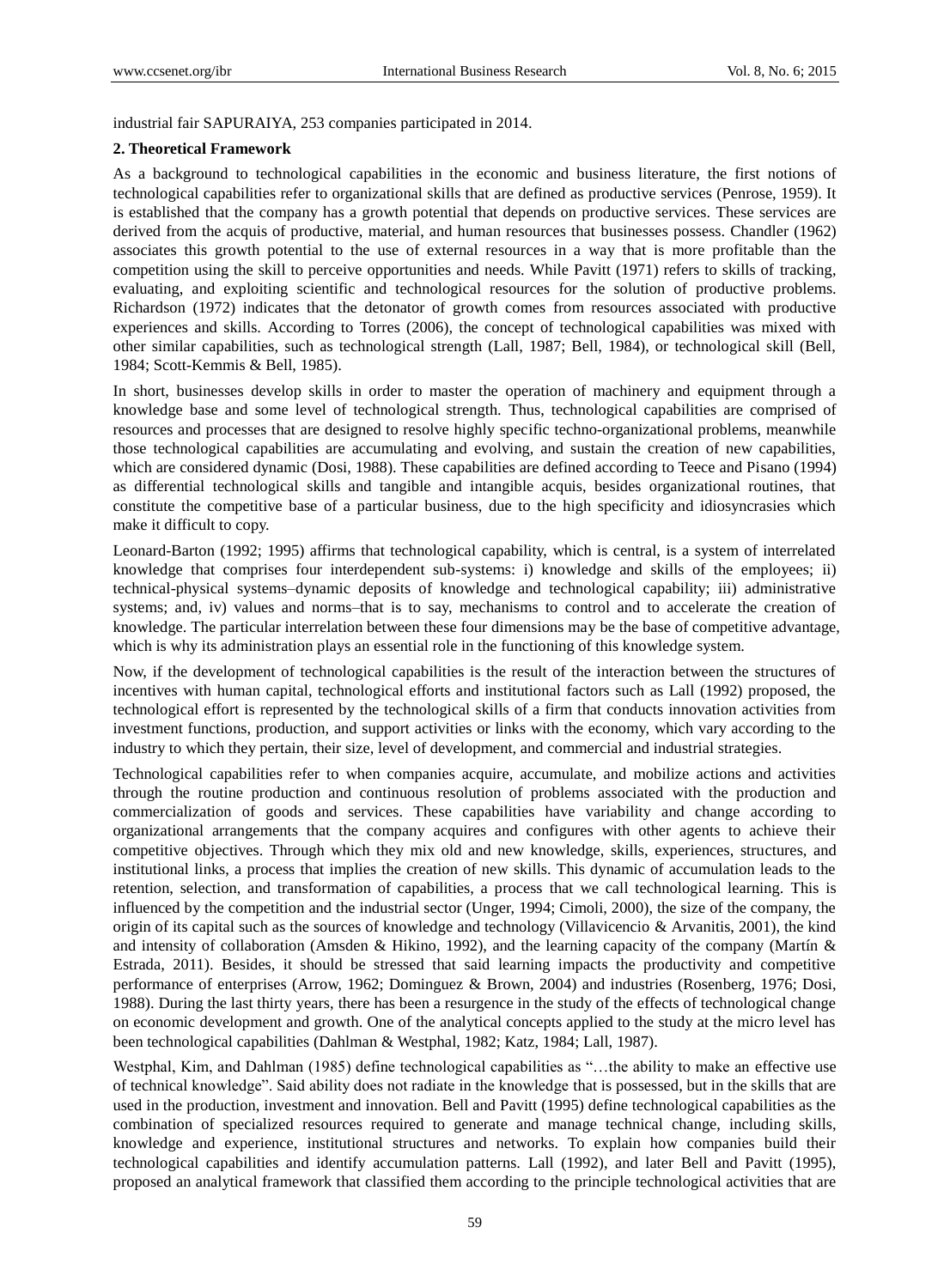industrial fair SAPURAIYA, 253 companies participated in 2014.

## 2. Theoretical Framework

As a background to technological capabilities in the economic and business literature, the first notions of technological capabilities refer to organizational skills that are defined as productive services (Penrose, 1959). It is established that the company has a growth potential that depends on productive services. These services are derived from the acquis of productive, material, and human resources that businesses possess. Chandler (1962) associates this growth potential to the use of external resources in a way that is more profitable than the competition using the skill to perceive opportunities and needs. While Pavitt (1971) refers to skills of tracking, evaluating, and exploiting scientific and technological resources for the solution of productive problems. Richardson (1972) indicates that the detonator of growth comes from resources associated with productive experiences and skills. According to Torres (2006), the concept of technological capabilities was mixed with other similar capabilities, such as technological strength (Lall, 1987; Bell, 1984), or technological skill (Bell, 1984; Scott-Kemmis & Bell, 1985).

In short, businesses develop skills in order to master the operation of machinery and equipment through a knowledge base and some level of technological strength. Thus, technological capabilities are comprised of resources and processes that are designed to resolve highly specific techno-organizational problems, meanwhile those technological capabilities are accumulating and evolving, and sustain the creation of new capabilities, which are considered dynamic (Dosi, 1988). These capabilities are defined according to Teece and Pisano (1994) as differential technological skills and tangible and intangible acquis, besides organizational routines, that constitute the competitive base of a particular business, due to the high specificity and idiosyncrasies which make it difficult to copy.

Leonard-Barton (1992; 1995) affirms that technological capability, which is central, is a system of interrelated knowledge that comprises four interdependent sub-systems: i) knowledge and skills of the employees; ii) technical-physical systems–dynamic deposits of knowledge and technological capability; iii) administrative systems; and, iv) values and norms–that is to say, mechanisms to control and to accelerate the creation of knowledge. The particular interrelation between these four dimensions may be the base of competitive advantage, which is why its administration plays an essential role in the functioning of this knowledge system.

Now, if the development of technological capabilities is the result of the interaction between the structures of incentives with human capital, technological efforts and institutional factors such as Lall (1992) proposed, the technological effort is represented by the technological skills of a firm that conducts innovation activities from investment functions, production, and support activities or links with the economy, which vary according to the industry to which they pertain, their size, level of development, and commercial and industrial strategies.

Technological capabilities refer to when companies acquire, accumulate, and mobilize actions and activities through the routine production and continuous resolution of problems associated with the production and commercialization of goods and services. These capabilities have variability and change according to organizational arrangements that the company acquires and configures with other agents to achieve their competitive objectives. Through which they mix old and new knowledge, skills, experiences, structures, and institutional links, a process that implies the creation of new skills. This dynamic of accumulation leads to the retention, selection, and transformation of capabilities, a process that we call technological learning. This is influenced by the competition and the industrial sector (Unger, 1994; Cimoli, 2000), the size of the company, the origin of its capital such as the sources of knowledge and technology (Villavicencio & Arvanitis, 2001), the kind and intensity of collaboration (Amsden & Hikino, 1992), and the learning capacity of the company (Martín & Estrada, 2011). Besides, it should be stressed that said learning impacts the productivity and competitive performance of enterprises (Arrow, 1962; Dominguez & Brown, 2004) and industries (Rosenberg, 1976; Dosi, 1988). During the last thirty years, there has been a resurgence in the study of the effects of technological change on economic development and growth. One of the analytical concepts applied to the study at the micro level has been technological capabilities (Dahlman & Westphal, 1982; Katz, 1984; Lall, 1987).

Westphal, Kim, and Dahlman (1985) define technological capabilities as "…the ability to make an effective use of technical knowledge". Said ability does not radiate in the knowledge that is possessed, but in the skills that are used in the production, investment and innovation. Bell and Pavitt (1995) define technological capabilities as the combination of specialized resources required to generate and manage technical change, including skills, knowledge and experience, institutional structures and networks. To explain how companies build their technological capabilities and identify accumulation patterns. Lall (1992), and later Bell and Pavitt (1995), proposed an analytical framework that classified them according to the principle technological activities that are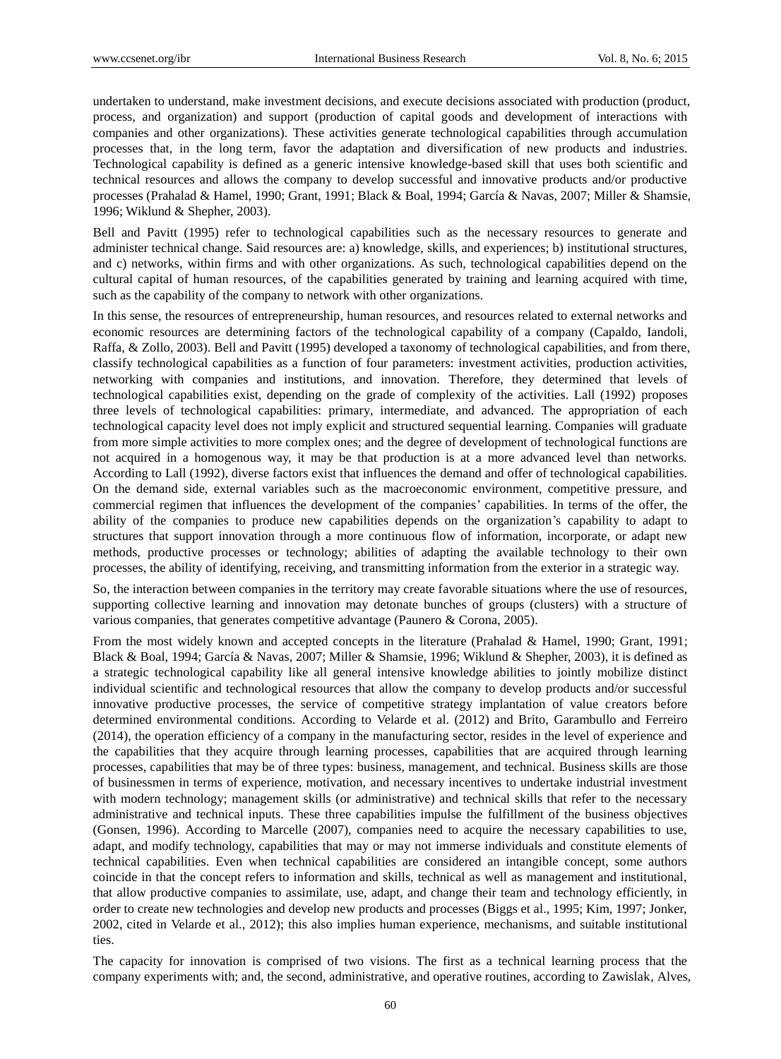undertaken to understand, make investment decisions, and execute decisions associated with production (product, process, and organization) and support (production of capital goods and development of interactions with companies and other organizations). These activities generate technological capabilities through accumulation processes that, in the long term, favor the adaptation and diversification of new products and industries. Technological capability is defined as a generic intensive knowledge-based skill that uses both scientific and technical resources and allows the company to develop successful and innovative products and/or productive processes (Prahalad & Hamel, 1990; Grant, 1991; Black & Boal, 1994; García & Navas, 2007; Miller & Shamsie, 1996; Wiklund & Shepher, 2003).

Bell and Pavitt (1995) refer to technological capabilities such as the necessary resources to generate and administer technical change. Said resources are: a) knowledge, skills, and experiences; b) institutional structures, and c) networks, within firms and with other organizations. As such, technological capabilities depend on the cultural capital of human resources, of the capabilities generated by training and learning acquired with time, such as the capability of the company to network with other organizations.

In this sense, the resources of entrepreneurship, human resources, and resources related to external networks and economic resources are determining factors of the technological capability of a company (Capaldo, Iandoli, Raffa, & Zollo, 2003). Bell and Pavitt (1995) developed a taxonomy of technological capabilities, and from there, classify technological capabilities as a function of four parameters: investment activities, production activities, networking with companies and institutions, and innovation. Therefore, they determined that levels of technological capabilities exist, depending on the grade of complexity of the activities. Lall (1992) proposes three levels of technological capabilities: primary, intermediate, and advanced. The appropriation of each technological capacity level does not imply explicit and structured sequential learning. Companies will graduate from more simple activities to more complex ones; and the degree of development of technological functions are not acquired in a homogenous way, it may be that production is at a more advanced level than networks. According to Lall (1992), diverse factors exist that influences the demand and offer of technological capabilities. On the demand side, external variables such as the macroeconomic environment, competitive pressure, and commercial regimen that influences the development of the companies' capabilities. In terms of the offer, the ability of the companies to produce new capabilities depends on the organization's capability to adapt to structures that support innovation through a more continuous flow of information, incorporate, or adapt new methods, productive processes or technology; abilities of adapting the available technology to their own processes, the ability of identifying, receiving, and transmitting information from the exterior in a strategic way.

So, the interaction between companies in the territory may create favorable situations where the use of resources, supporting collective learning and innovation may detonate bunches of groups (clusters) with a structure of various companies, that generates competitive advantage (Paunero & Corona, 2005).

From the most widely known and accepted concepts in the literature (Prahalad & Hamel, 1990; Grant, 1991; Black & Boal, 1994; García & Navas, 2007; Miller & Shamsie, 1996; Wiklund & Shepher, 2003), it is defined as a strategic technological capability like all general intensive knowledge abilities to jointly mobilize distinct individual scientific and technological resources that allow the company to develop products and/or successful innovative productive processes, the service of competitive strategy implantation of value creators before determined environmental conditions. According to Velarde et al. (2012) and Brito, Garambullo and Ferreiro (2014), the operation efficiency of a company in the manufacturing sector, resides in the level of experience and the capabilities that they acquire through learning processes, capabilities that are acquired through learning processes, capabilities that may be of three types: business, management, and technical. Business skills are those of businessmen in terms of experience, motivation, and necessary incentives to undertake industrial investment with modern technology; management skills (or administrative) and technical skills that refer to the necessary administrative and technical inputs. These three capabilities impulse the fulfillment of the business objectives (Gonsen, 1996). According to Marcelle (2007), companies need to acquire the necessary capabilities to use, adapt, and modify technology, capabilities that may or may not immerse individuals and constitute elements of technical capabilities. Even when technical capabilities are considered an intangible concept, some authors coincide in that the concept refers to information and skills, technical as well as management and institutional, that allow productive companies to assimilate, use, adapt, and change their team and technology efficiently, in order to create new technologies and develop new products and processes (Biggs et al., 1995; Kim, 1997; Jonker, 2002, cited in Velarde et al., 2012); this also implies human experience, mechanisms, and suitable institutional ties.

The capacity for innovation is comprised of two visions. The first as a technical learning process that the company experiments with; and, the second, administrative, and operative routines, according to Zawislak, Alves,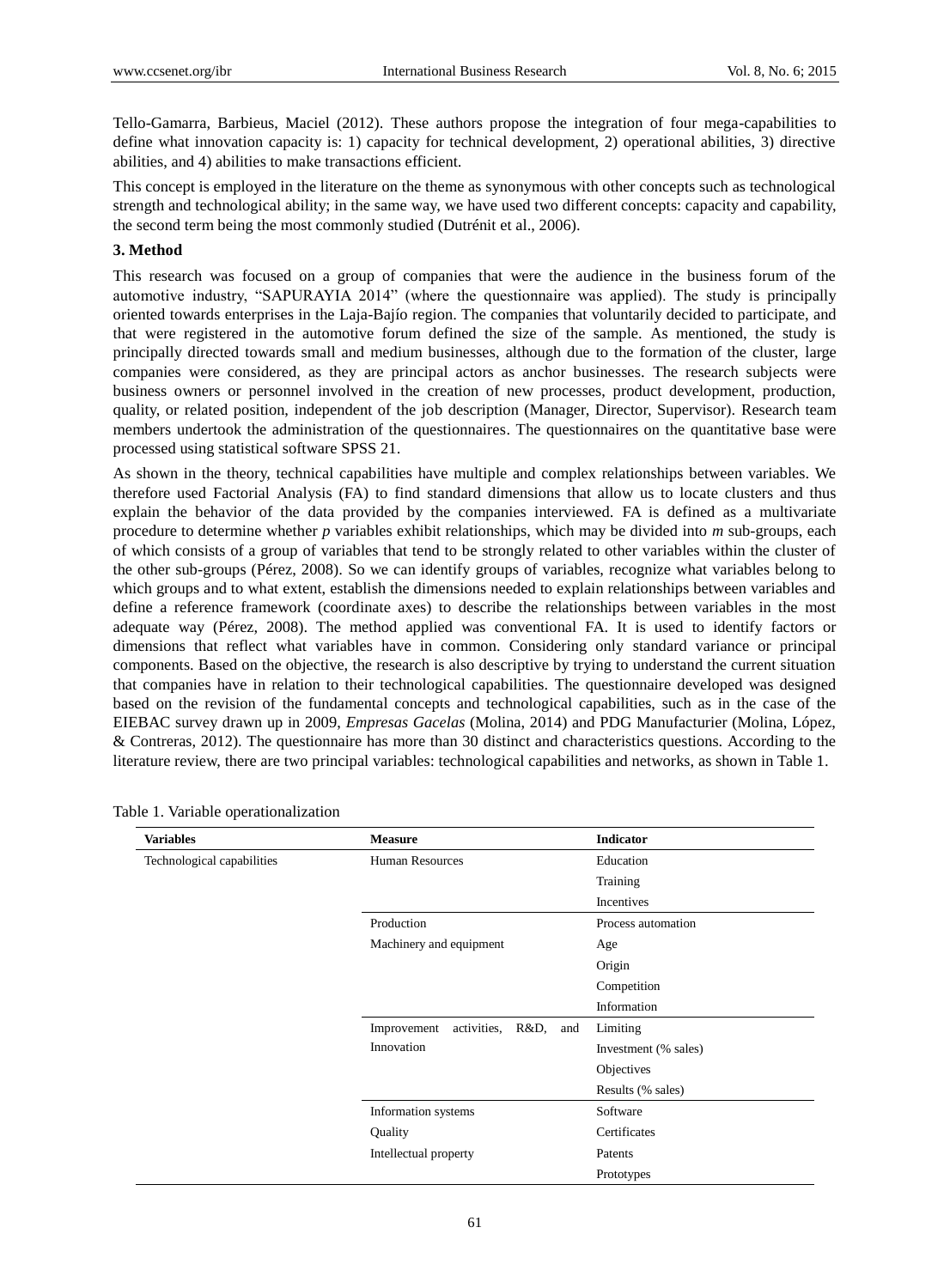Tello-Gamarra, Barbieus, Maciel (2012). These authors propose the integration of four mega-capabilities to define what innovation capacity is: 1) capacity for technical development, 2) operational abilities, 3) directive abilities, and 4) abilities to make transactions efficient.

This concept is employed in the literature on the theme as synonymous with other concepts such as technological strength and technological ability; in the same way, we have used two different concepts: capacity and capability, the second term being the most commonly studied (Dutrénit et al., 2006).

### 3. Method

This research was focused on a group of companies that were the audience in the business forum of the automotive industry, "SAPURAYIA 2014" (where the questionnaire was applied). The study is principally oriented towards enterprises in the Laja-Bajío region. The companies that voluntarily decided to participate, and that were registered in the automotive forum defined the size of the sample. As mentioned, the study is principally directed towards small and medium businesses, although due to the formation of the cluster, large companies were considered, as they are principal actors as anchor businesses. The research subjects were business owners or personnel involved in the creation of new processes, product development, production, quality, or related position, independent of the job description (Manager, Director, Supervisor). Research team members undertook the administration of the questionnaires. The questionnaires on the quantitative base were processed using statistical software SPSS 21.

As shown in the theory, technical capabilities have multiple and complex relationships between variables. We therefore used Factorial Analysis (FA) to find standard dimensions that allow us to locate clusters and thus explain the behavior of the data provided by the companies interviewed. FA is defined as a multivariate procedure to determine whether *p* variables exhibit relationships, which may be divided into *m* sub-groups, each of which consists of a group of variables that tend to be strongly related to other variables within the cluster of the other sub-groups (Pérez, 2008). So we can identify groups of variables, recognize what variables belong to which groups and to what extent, establish the dimensions needed to explain relationships between variables and define a reference framework (coordinate axes) to describe the relationships between variables in the most adequate way (Pérez, 2008). The method applied was conventional FA. It is used to identify factors or dimensions that reflect what variables have in common. Considering only standard variance or principal components. Based on the objective, the research is also descriptive by trying to understand the current situation that companies have in relation to their technological capabilities. The questionnaire developed was designed based on the revision of the fundamental concepts and technological capabilities, such as in the case of the EIEBAC survey drawn up in 2009, *Empresas Gacelas* (Molina, 2014) and PDG Manufacturier (Molina, López, & Contreras, 2012). The questionnaire has more than 30 distinct and characteristics questions. According to the literature review, there are two principal variables: technological capabilities and networks, as shown in Table 1.

Table 1. Variable operationalization

| Variables | Measure | Indicator |
|---|---|---|
| Technological capabilities | Human Resources | Education |
| | | Training |
| | | Incentives |
| | Production | Process automation |
| | Machinery and equipment | Age |
| | | Origin |
| | | Competition |
| | | Information |
| | Improvement activities, R&D, and Innovation | Limiting |
| | | Investment (% sales) |
| | | Objectives |
| | | Results (% sales) |
| | Information systems | Software |
| | Quality | Certificates |
| | Intellectual property | Patents |
| | | Prototypes |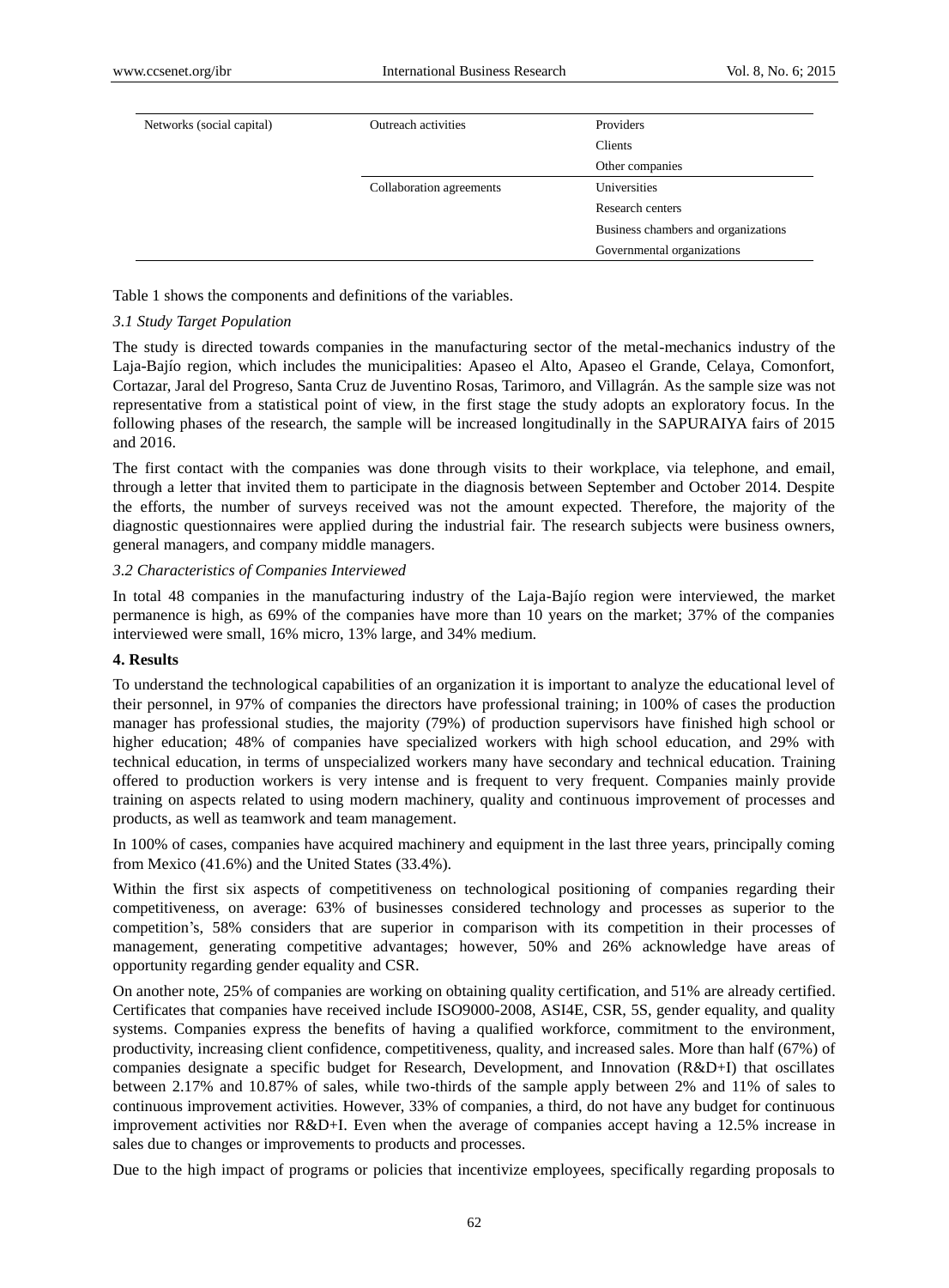| Networks (social capital) | Outreach activities | Providers |
|---|---|---|
| | | Clients |
| | | Other companies |
| | Collaboration agreements | Universities |
| | | Research centers |
| | | Business chambers and organizations |
| | | Governmental organizations |

Table 1 shows the components and definitions of the variables.

### *3.1 Study Target Population*

The study is directed towards companies in the manufacturing sector of the metal-mechanics industry of the Laja-Bajío region, which includes the municipalities: Apaseo el Alto, Apaseo el Grande, Celaya, Comonfort, Cortazar, Jaral del Progreso, Santa Cruz de Juventino Rosas, Tarimoro, and Villagrán. As the sample size was not representative from a statistical point of view, in the first stage the study adopts an exploratory focus. In the following phases of the research, the sample will be increased longitudinally in the SAPURAIYA fairs of 2015 and 2016.

The first contact with the companies was done through visits to their workplace, via telephone, and email, through a letter that invited them to participate in the diagnosis between September and October 2014. Despite the efforts, the number of surveys received was not the amount expected. Therefore, the majority of the diagnostic questionnaires were applied during the industrial fair. The research subjects were business owners, general managers, and company middle managers.

### *3.2 Characteristics of Companies Interviewed*

In total 48 companies in the manufacturing industry of the Laja-Bajío region were interviewed, the market permanence is high, as 69% of the companies have more than 10 years on the market; 37% of the companies interviewed were small, 16% micro, 13% large, and 34% medium.

## 4. Results

To understand the technological capabilities of an organization it is important to analyze the educational level of their personnel, in 97% of companies the directors have professional training; in 100% of cases the production manager has professional studies, the majority (79%) of production supervisors have finished high school or higher education; 48% of companies have specialized workers with high school education, and 29% with technical education, in terms of unspecialized workers many have secondary and technical education. Training offered to production workers is very intense and is frequent to very frequent. Companies mainly provide training on aspects related to using modern machinery, quality and continuous improvement of processes and products, as well as teamwork and team management.

In 100% of cases, companies have acquired machinery and equipment in the last three years, principally coming from Mexico (41.6%) and the United States (33.4%).

Within the first six aspects of competitiveness on technological positioning of companies regarding their competitiveness, on average: 63% of businesses considered technology and processes as superior to the competition's, 58% considers that are superior in comparison with its competition in their processes of management, generating competitive advantages; however, 50% and 26% acknowledge have areas of opportunity regarding gender equality and CSR.

On another note, 25% of companies are working on obtaining quality certification, and 51% are already certified. Certificates that companies have received include ISO9000-2008, ASI4E, CSR, 5S, gender equality, and quality systems. Companies express the benefits of having a qualified workforce, commitment to the environment, productivity, increasing client confidence, competitiveness, quality, and increased sales. More than half (67%) of companies designate a specific budget for Research, Development, and Innovation (R&D+I) that oscillates between 2.17% and 10.87% of sales, while two-thirds of the sample apply between 2% and 11% of sales to continuous improvement activities. However, 33% of companies, a third, do not have any budget for continuous improvement activities nor R&D+I. Even when the average of companies accept having a 12.5% increase in sales due to changes or improvements to products and processes.

Due to the high impact of programs or policies that incentivize employees, specifically regarding proposals to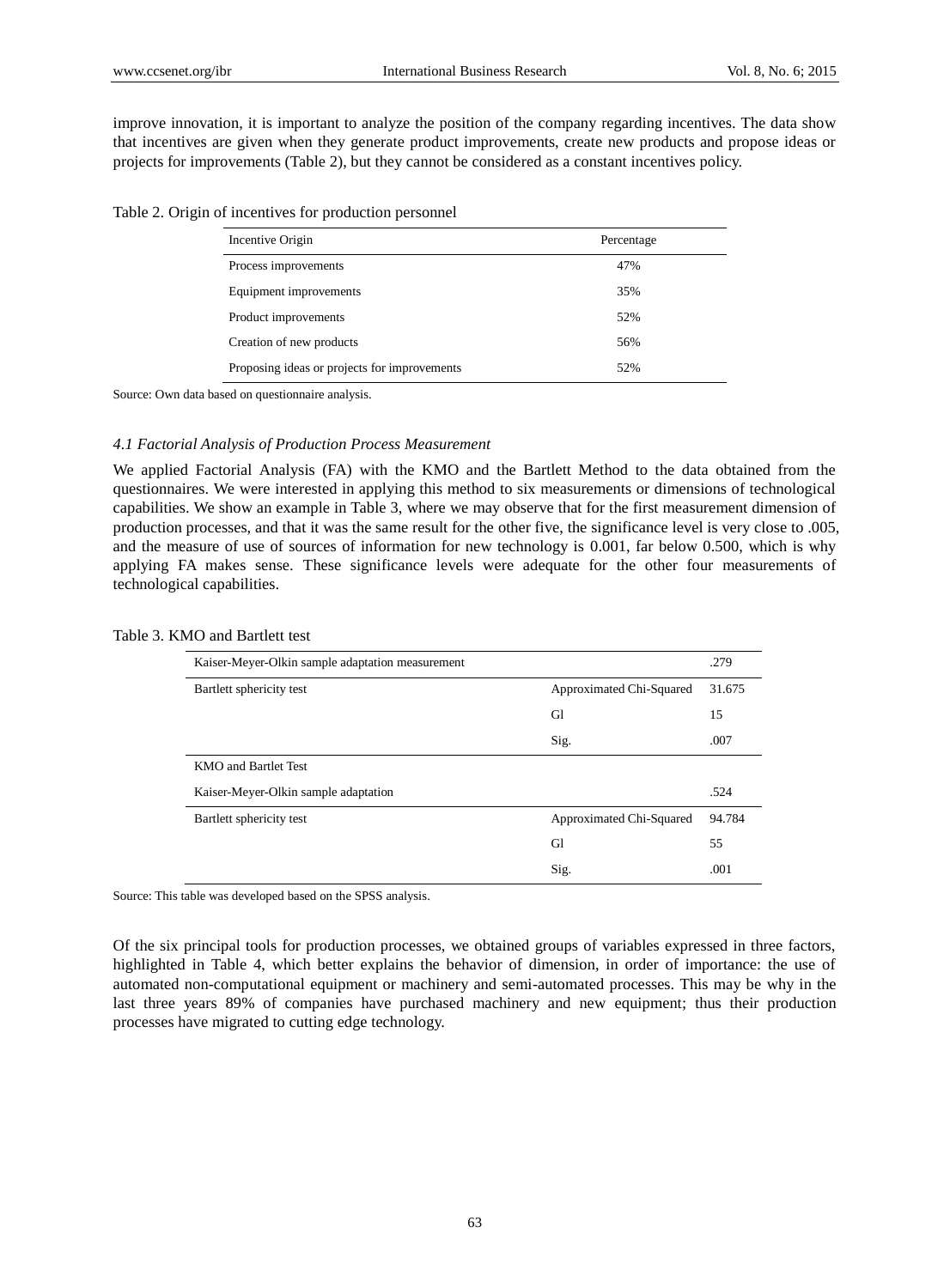improve innovation, it is important to analyze the position of the company regarding incentives. The data show that incentives are given when they generate product improvements, create new products and propose ideas or projects for improvements (Table 2), but they cannot be considered as a constant incentives policy.

Table 2. Origin of incentives for production personnel

| Incentive Origin | Percentage |
|---|---|
| Process improvements | 47% |
| Equipment improvements | 35% |
| Product improvements | 52% |
| Creation of new products | 56% |
| Proposing ideas or projects for improvements | 52% |

Source: Own data based on questionnaire analysis.

### *4.1 Factorial Analysis of Production Process Measurement*

We applied Factorial Analysis (FA) with the KMO and the Bartlett Method to the data obtained from the questionnaires. We were interested in applying this method to six measurements or dimensions of technological capabilities. We show an example in Table 3, where we may observe that for the first measurement dimension of production processes, and that it was the same result for the other five, the significance level is very close to .005, and the measure of use of sources of information for new technology is 0.001, far below 0.500, which is why applying FA makes sense. These significance levels were adequate for the other four measurements of technological capabilities.

Table 3. KMO and Bartlett test

| | | |
|---|---|---|
| Kaiser-Meyer-Olkin sample adaptation measurement | | .279 |
| Bartlett sphericity test | Approximated Chi-Squared | 31.675 |
| | Gl | 15 |
| | Sig. | .007 |
| KMO and Bartlet Test | | |
| Kaiser-Meyer-Olkin sample adaptation | | .524 |
| Bartlett sphericity test | Approximated Chi-Squared | 94.784 |
| | Gl | 55 |
| | Sig. | .001 |

Source: This table was developed based on the SPSS analysis.

Of the six principal tools for production processes, we obtained groups of variables expressed in three factors, highlighted in Table 4, which better explains the behavior of dimension, in order of importance: the use of automated non-computational equipment or machinery and semi-automated processes. This may be why in the last three years 89% of companies have purchased machinery and new equipment; thus their production processes have migrated to cutting edge technology.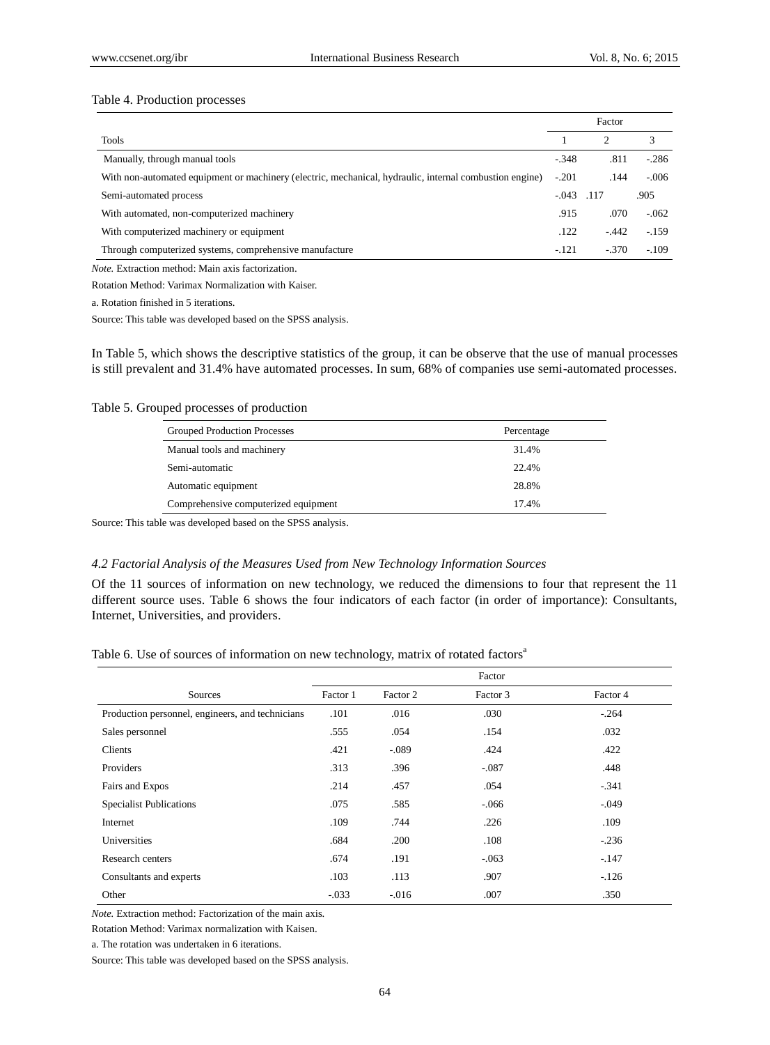Table 4. Production processes

| Tools | Factor | | |
|---|---|---|---|
| | 1 | 2 | 3 |
| Manually, through manual tools | -.348 | .811 | -.286 |
| With non-automated equipment or machinery (electric, mechanical, hydraulic, internal combustion engine) | -.201 | .144 | -.006 |
| Semi-automated process | -.043 | .117 | .905 |
| With automated, non-computerized machinery | .915 | .070 | -.062 |
| With computerized machinery or equipment | .122 | -.442 | -.159 |
| Through computerized systems, comprehensive manufacture | -.121 | -.370 | -.109 |

*Note.* Extraction method: Main axis factorization.

Rotation Method: Varimax Normalization with Kaiser.

a. Rotation finished in 5 iterations.

Source: This table was developed based on the SPSS analysis.

In Table 5, which shows the descriptive statistics of the group, it can be observe that the use of manual processes is still prevalent and 31.4% have automated processes. In sum, 68% of companies use semi-automated processes.

Table 5. Grouped processes of production

| Grouped Production Processes | Percentage |
|---|---|
| Manual tools and machinery | 31.4% |
| Semi-automatic | 22.4% |
| Automatic equipment | 28.8% |
| Comprehensive computerized equipment | 17.4% |

Source: This table was developed based on the SPSS analysis.

### *4.2 Factorial Analysis of the Measures Used from New Technology Information Sources*

Of the 11 sources of information on new technology, we reduced the dimensions to four that represent the 11 different source uses. Table 6 shows the four indicators of each factor (in order of importance): Consultants, Internet, Universities, and providers.

Table 6. Use of sources of information on new technology, matrix of rotated factors[a]

| Sources | Factor | | | |
|---|---|---|---|---|
| | Factor 1 | Factor 2 | Factor 3 | Factor 4 |
| Production personnel, engineers, and technicians | .101 | .016 | .030 | -.264 |
| Sales personnel | .555 | .054 | .154 | .032 |
| Clients | .421 | -.089 | .424 | .422 |
| Providers | .313 | .396 | -.087 | .448 |
| Fairs and Expos | .214 | .457 | .054 | -.341 |
| Specialist Publications | .075 | .585 | -.066 | -.049 |
| Internet | .109 | .744 | .226 | .109 |
| Universities | .684 | .200 | .108 | -.236 |
| Research centers | .674 | .191 | -.063 | -.147 |
| Consultants and experts | .103 | .113 | .907 | -.126 |
| Other | -.033 | -.016 | .007 | .350 |

*Note.* Extraction method: Factorization of the main axis.

Rotation Method: Varimax normalization with Kaisen.

a. The rotation was undertaken in 6 iterations.

Source: This table was developed based on the SPSS analysis.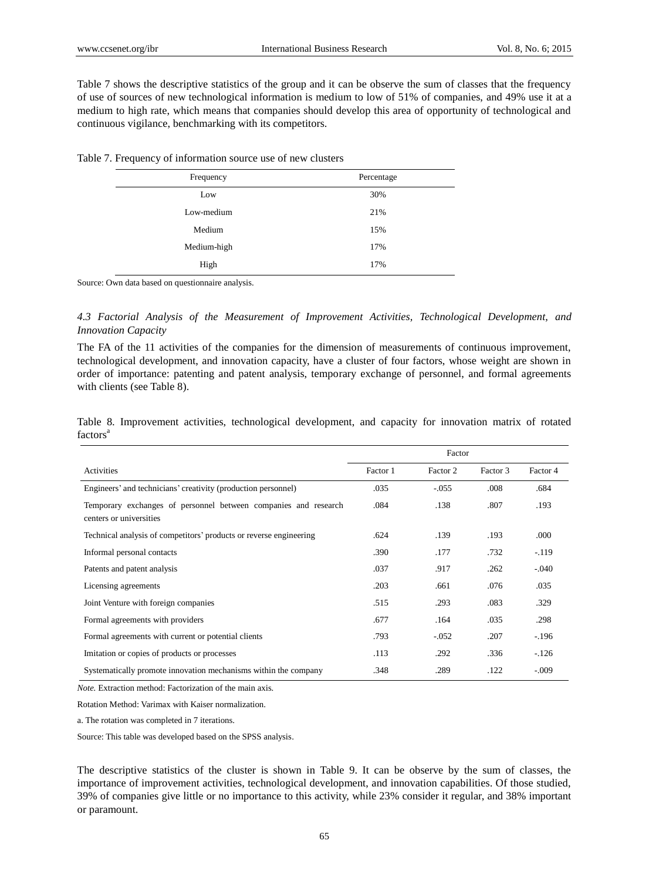Table 7 shows the descriptive statistics of the group and it can be observe the sum of classes that the frequency of use of sources of new technological information is medium to low of 51% of companies, and 49% use it at a medium to high rate, which means that companies should develop this area of opportunity of technological and continuous vigilance, benchmarking with its competitors.

Table 7. Frequency of information source use of new clusters

| Frequency | Percentage |
|---|---|
| Low | 30% |
| Low-medium | 21% |
| Medium | 15% |
| Medium-high | 17% |
| High | 17% |

Source: Own data based on questionnaire analysis.

### *4.3 Factorial Analysis of the Measurement of Improvement Activities, Technological Development, and Innovation Capacity*

The FA of the 11 activities of the companies for the dimension of measurements of continuous improvement, technological development, and innovation capacity, have a cluster of four factors, whose weight are shown in order of importance: patenting and patent analysis, temporary exchange of personnel, and formal agreements with clients (see Table 8).

Table 8. Improvement activities, technological development, and capacity for innovation matrix of rotated factors[a]

| | Factor | | | |
|---|---|---|---|---|
| Activities | Factor 1 | Factor 2 | Factor 3 | Factor 4 |
| Engineers' and technicians' creativity (production personnel) | .035 | -.055 | .008 | .684 |
| Temporary exchanges of personnel between companies and research centers or universities | .084 | .138 | .807 | .193 |
| Technical analysis of competitors' products or reverse engineering | .624 | .139 | .193 | .000 |
| Informal personal contacts | .390 | .177 | .732 | -.119 |
| Patents and patent analysis | .037 | .917 | .262 | -.040 |
| Licensing agreements | .203 | .661 | .076 | .035 |
| Joint Venture with foreign companies | .515 | .293 | .083 | .329 |
| Formal agreements with providers | .677 | .164 | .035 | .298 |
| Formal agreements with current or potential clients | .793 | -.052 | .207 | -.196 |
| Imitation or copies of products or processes | .113 | .292 | .336 | -.126 |
| Systematically promote innovation mechanisms within the company | .348 | .289 | .122 | -.009 |

*Note.* Extraction method: Factorization of the main axis.

Rotation Method: Varimax with Kaiser normalization.

a. The rotation was completed in 7 iterations.

Source: This table was developed based on the SPSS analysis.

The descriptive statistics of the cluster is shown in Table 9. It can be observe by the sum of classes, the importance of improvement activities, technological development, and innovation capabilities. Of those studied, 39% of companies give little or no importance to this activity, while 23% consider it regular, and 38% important or paramount.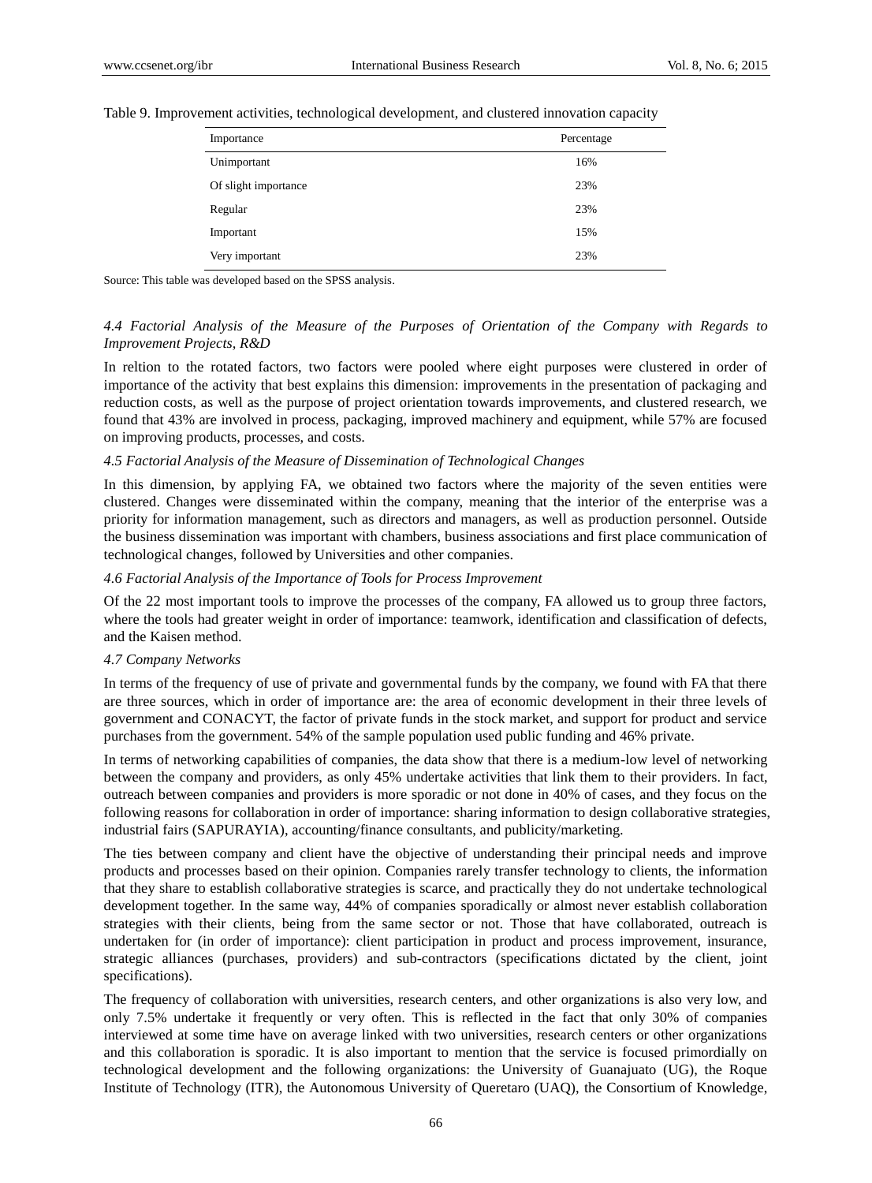Table 9. Improvement activities, technological development, and clustered innovation capacity

| Importance | Percentage |
| --- | --- |
| Unimportant | 16% |
| Of slight importance | 23% |
| Regular | 23% |
| Important | 15% |
| Very important | 23% |

Source: This table was developed based on the SPSS analysis.

### *4.4 Factorial Analysis of the Measure of the Purposes of Orientation of the Company with Regards to Improvement Projects, R&D*

In reltion to the rotated factors, two factors were pooled where eight purposes were clustered in order of importance of the activity that best explains this dimension: improvements in the presentation of packaging and reduction costs, as well as the purpose of project orientation towards improvements, and clustered research, we found that 43% are involved in process, packaging, improved machinery and equipment, while 57% are focused on improving products, processes, and costs.

### *4.5 Factorial Analysis of the Measure of Dissemination of Technological Changes*

In this dimension, by applying FA, we obtained two factors where the majority of the seven entities were clustered. Changes were disseminated within the company, meaning that the interior of the enterprise was a priority for information management, such as directors and managers, as well as production personnel. Outside the business dissemination was important with chambers, business associations and first place communication of technological changes, followed by Universities and other companies.

### *4.6 Factorial Analysis of the Importance of Tools for Process Improvement*

Of the 22 most important tools to improve the processes of the company, FA allowed us to group three factors, where the tools had greater weight in order of importance: teamwork, identification and classification of defects, and the Kaisen method.

### *4.7 Company Networks*

In terms of the frequency of use of private and governmental funds by the company, we found with FA that there are three sources, which in order of importance are: the area of economic development in their three levels of government and CONACYT, the factor of private funds in the stock market, and support for product and service purchases from the government. 54% of the sample population used public funding and 46% private.

In terms of networking capabilities of companies, the data show that there is a medium-low level of networking between the company and providers, as only 45% undertake activities that link them to their providers. In fact, outreach between companies and providers is more sporadic or not done in 40% of cases, and they focus on the following reasons for collaboration in order of importance: sharing information to design collaborative strategies, industrial fairs (SAPURAYIA), accounting/finance consultants, and publicity/marketing.

The ties between company and client have the objective of understanding their principal needs and improve products and processes based on their opinion. Companies rarely transfer technology to clients, the information that they share to establish collaborative strategies is scarce, and practically they do not undertake technological development together. In the same way, 44% of companies sporadically or almost never establish collaboration strategies with their clients, being from the same sector or not. Those that have collaborated, outreach is undertaken for (in order of importance): client participation in product and process improvement, insurance, strategic alliances (purchases, providers) and sub-contractors (specifications dictated by the client, joint specifications).

The frequency of collaboration with universities, research centers, and other organizations is also very low, and only 7.5% undertake it frequently or very often. This is reflected in the fact that only 30% of companies interviewed at some time have on average linked with two universities, research centers or other organizations and this collaboration is sporadic. It is also important to mention that the service is focused primordially on technological development and the following organizations: the University of Guanajuato (UG), the Roque Institute of Technology (ITR), the Autonomous University of Queretaro (UAQ), the Consortium of Knowledge,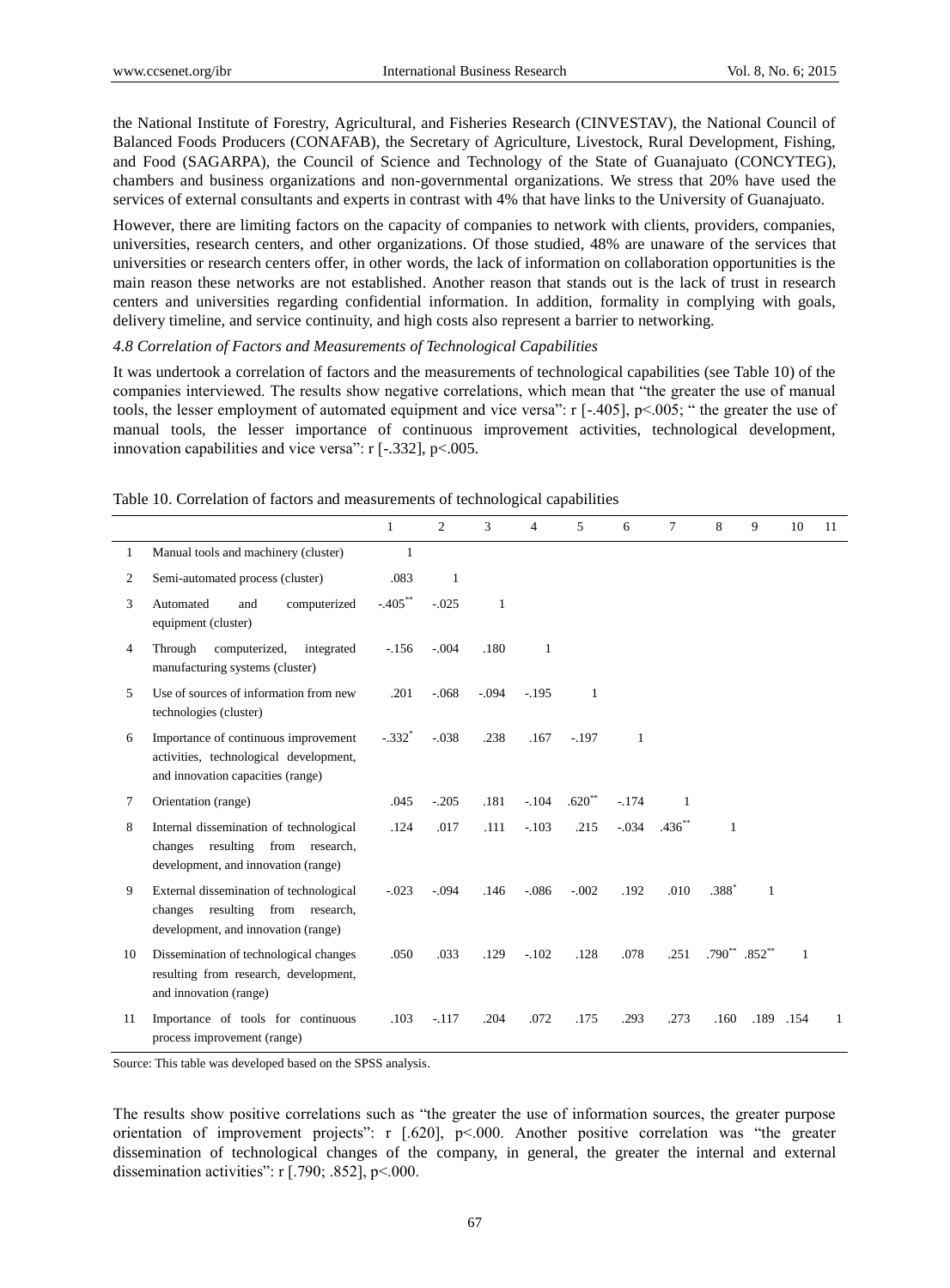the National Institute of Forestry, Agricultural, and Fisheries Research (CINVESTAV), the National Council of Balanced Foods Producers (CONAFAB), the Secretary of Agriculture, Livestock, Rural Development, Fishing, and Food (SAGARPA), the Council of Science and Technology of the State of Guanajuato (CONCYTEG), chambers and business organizations and non-governmental organizations. We stress that 20% have used the services of external consultants and experts in contrast with 4% that have links to the University of Guanajuato.

However, there are limiting factors on the capacity of companies to network with clients, providers, companies, universities, research centers, and other organizations. Of those studied, 48% are unaware of the services that universities or research centers offer, in other words, the lack of information on collaboration opportunities is the main reason these networks are not established. Another reason that stands out is the lack of trust in research centers and universities regarding confidential information. In addition, formality in complying with goals, delivery timeline, and service continuity, and high costs also represent a barrier to networking.

### *4.8 Correlation of Factors and Measurements of Technological Capabilities*

It was undertook a correlation of factors and the measurements of technological capabilities (see Table 10) of the companies interviewed. The results show negative correlations, which mean that "the greater the use of manual tools, the lesser employment of automated equipment and vice versa": r [-.405], p<.005; " the greater the use of manual tools, the lesser importance of continuous improvement activities, technological development, innovation capabilities and vice versa": r [-.332], p<.005.

Table 10. Correlation of factors and measurements of technological capabilities

| | | 1 | 2 | 3 | 4 | 5 | 6 | 7 | 8 | 9 | 10 | 11 |
|---|---|---|---|---|---|---|---|---|---|---|---|---|
| 1 | Manual tools and machinery (cluster) | 1 | | | | | | | | | | |
| 2 | Semi-automated process (cluster) | .083 | 1 | | | | | | | | | |
| 3 | Automated and computerized equipment (cluster) | -.405** | -.025 | 1 | | | | | | | | |
| 4 | Through computerized, integrated manufacturing systems (cluster) | -.156 | -.004 | .180 | 1 | | | | | | | |
| 5 | Use of sources of information from new technologies (cluster) | .201 | -.068 | -.094 | -.195 | 1 | | | | | | |
| 6 | Importance of continuous improvement activities, technological development, and innovation capacities (range) | -.332* | -.038 | .238 | .167 | -.197 | 1 | | | | | |
| 7 | Orientation (range) | .045 | -.205 | .181 | -.104 | .620** | -.174 | 1 | | | | |
| 8 | Internal dissemination of technological changes resulting from research, development, and innovation (range) | .124 | .017 | .111 | -.103 | .215 | -.034 | .436** | 1 | | | |
| 9 | External dissemination of technological changes resulting from research, development, and innovation (range) | -.023 | -.094 | .146 | -.086 | -.002 | .192 | .010 | .388* | 1 | | |
| 10 | Dissemination of technological changes resulting from research, development, and innovation (range) | .050 | .033 | .129 | -.102 | .128 | .078 | .251 | .790** | .852** | 1 | |
| 11 | Importance of tools for continuous process improvement (range) | .103 | -.117 | .204 | .072 | .175 | .293 | .273 | .160 | .189 | .154 | 1 |

Source: This table was developed based on the SPSS analysis.

The results show positive correlations such as "the greater the use of information sources, the greater purpose orientation of improvement projects": r [.620], p<.000. Another positive correlation was "the greater dissemination of technological changes of the company, in general, the greater the internal and external dissemination activities": r [.790; .852], p<.000.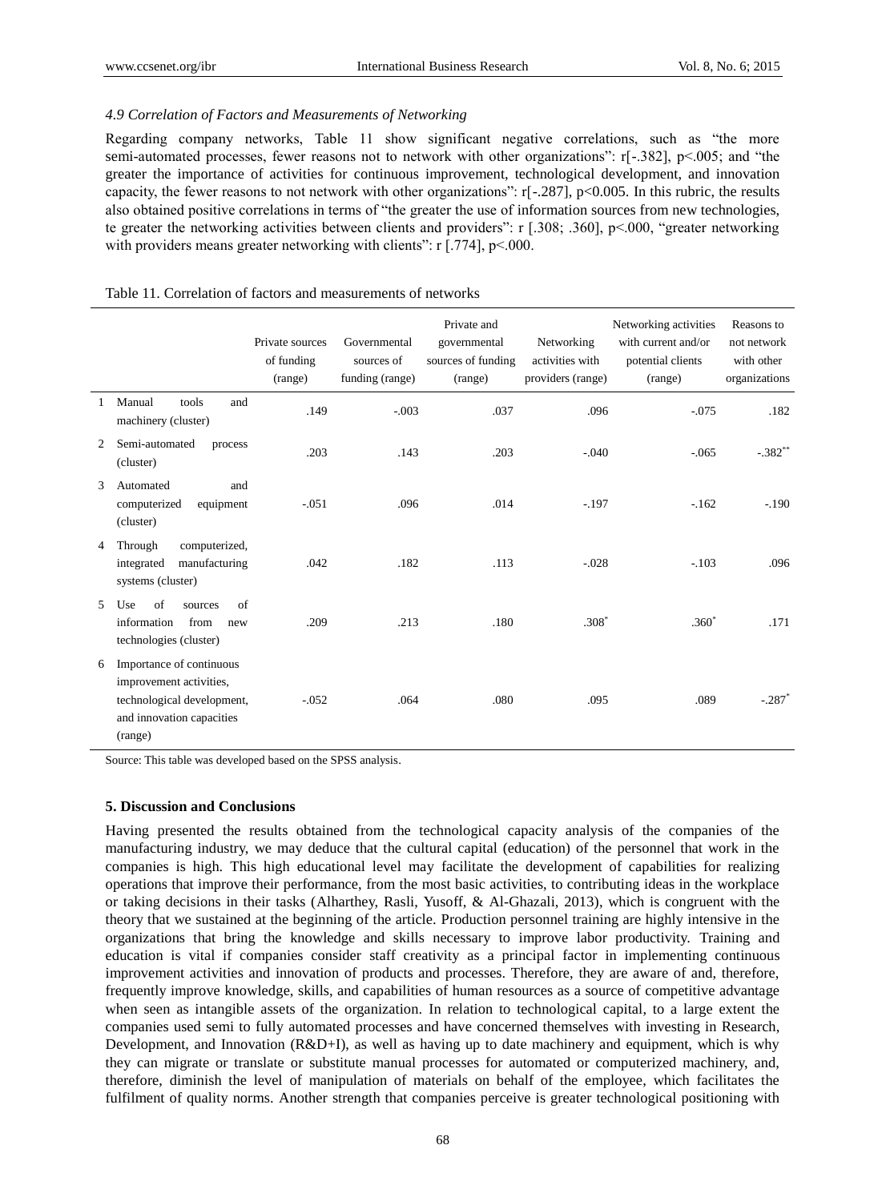*4.9 Correlation of Factors and Measurements of Networking*

Regarding company networks, Table 11 show significant negative correlations, such as "the more semi-automated processes, fewer reasons not to network with other organizations": r[-.382], p<.005; and "the greater the importance of activities for continuous improvement, technological development, and innovation capacity, the fewer reasons to not network with other organizations": r[-.287], p<0.005. In this rubric, the results also obtained positive correlations in terms of "the greater the use of information sources from new technologies, te greater the networking activities between clients and providers": r [.308; .360], p<.000, "greater networking with providers means greater networking with clients": r [.774], p<.000.

Table 11. Correlation of factors and measurements of networks

| | | Private sources of funding (range) | Governmental sources of funding (range) | Private and governmental sources of funding (range) | Networking activities with providers (range) | Networking activities with current and/or potential clients (range) | Reasons to not network with other organizations |
|---|---|---|---|---|---|---|---|
| 1 | Manual tools and machinery (cluster) | .149 | -.003 | .037 | .096 | -.075 | .182 |
| 2 | Semi-automated process (cluster) | .203 | .143 | .203 | -.040 | -.065 | -.382** |
| 3 | Automated and computerized equipment (cluster) | -.051 | .096 | .014 | -.197 | -.162 | -.190 |
| 4 | Through computerized, integrated manufacturing systems (cluster) | .042 | .182 | .113 | -.028 | -.103 | .096 |
| 5 | Use of sources of information from new technologies (cluster) | .209 | .213 | .180 | .308* | .360* | .171 |
| 6 | Importance of continuous improvement activities, technological development, and innovation capacities (range) | -.052 | .064 | .080 | .095 | .089 | -.287* |

Source: This table was developed based on the SPSS analysis.

## 5. Discussion and Conclusions

Having presented the results obtained from the technological capacity analysis of the companies of the manufacturing industry, we may deduce that the cultural capital (education) of the personnel that work in the companies is high. This high educational level may facilitate the development of capabilities for realizing operations that improve their performance, from the most basic activities, to contributing ideas in the workplace or taking decisions in their tasks (Alharthey, Rasli, Yusoff, & Al-Ghazali, 2013), which is congruent with the theory that we sustained at the beginning of the article. Production personnel training are highly intensive in the organizations that bring the knowledge and skills necessary to improve labor productivity. Training and education is vital if companies consider staff creativity as a principal factor in implementing continuous improvement activities and innovation of products and processes. Therefore, they are aware of and, therefore, frequently improve knowledge, skills, and capabilities of human resources as a source of competitive advantage when seen as intangible assets of the organization. In relation to technological capital, to a large extent the companies used semi to fully automated processes and have concerned themselves with investing in Research, Development, and Innovation (R&D+I), as well as having up to date machinery and equipment, which is why they can migrate or translate or substitute manual processes for automated or computerized machinery, and, therefore, diminish the level of manipulation of materials on behalf of the employee, which facilitates the fulfilment of quality norms. Another strength that companies perceive is greater technological positioning with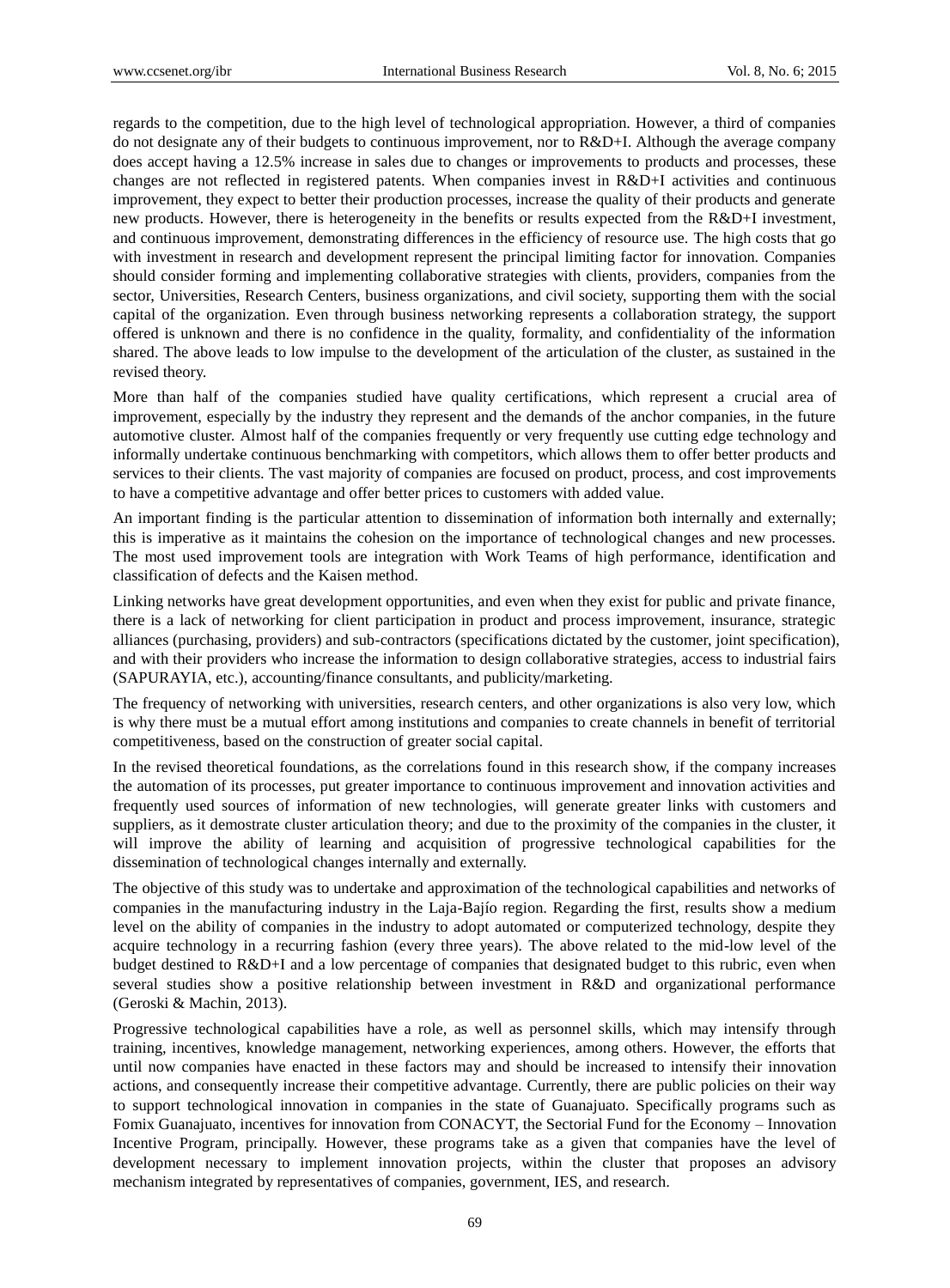regards to the competition, due to the high level of technological appropriation. However, a third of companies do not designate any of their budgets to continuous improvement, nor to R&D+I. Although the average company does accept having a 12.5% increase in sales due to changes or improvements to products and processes, these changes are not reflected in registered patents. When companies invest in R&D+I activities and continuous improvement, they expect to better their production processes, increase the quality of their products and generate new products. However, there is heterogeneity in the benefits or results expected from the R&D+I investment, and continuous improvement, demonstrating differences in the efficiency of resource use. The high costs that go with investment in research and development represent the principal limiting factor for innovation. Companies should consider forming and implementing collaborative strategies with clients, providers, companies from the sector, Universities, Research Centers, business organizations, and civil society, supporting them with the social capital of the organization. Even through business networking represents a collaboration strategy, the support offered is unknown and there is no confidence in the quality, formality, and confidentiality of the information shared. The above leads to low impulse to the development of the articulation of the cluster, as sustained in the revised theory.

More than half of the companies studied have quality certifications, which represent a crucial area of improvement, especially by the industry they represent and the demands of the anchor companies, in the future automotive cluster. Almost half of the companies frequently or very frequently use cutting edge technology and informally undertake continuous benchmarking with competitors, which allows them to offer better products and services to their clients. The vast majority of companies are focused on product, process, and cost improvements to have a competitive advantage and offer better prices to customers with added value.

An important finding is the particular attention to dissemination of information both internally and externally; this is imperative as it maintains the cohesion on the importance of technological changes and new processes. The most used improvement tools are integration with Work Teams of high performance, identification and classification of defects and the Kaisen method.

Linking networks have great development opportunities, and even when they exist for public and private finance, there is a lack of networking for client participation in product and process improvement, insurance, strategic alliances (purchasing, providers) and sub-contractors (specifications dictated by the customer, joint specification), and with their providers who increase the information to design collaborative strategies, access to industrial fairs (SAPURAYIA, etc.), accounting/finance consultants, and publicity/marketing.

The frequency of networking with universities, research centers, and other organizations is also very low, which is why there must be a mutual effort among institutions and companies to create channels in benefit of territorial competitiveness, based on the construction of greater social capital.

In the revised theoretical foundations, as the correlations found in this research show, if the company increases the automation of its processes, put greater importance to continuous improvement and innovation activities and frequently used sources of information of new technologies, will generate greater links with customers and suppliers, as it demostrate cluster articulation theory; and due to the proximity of the companies in the cluster, it will improve the ability of learning and acquisition of progressive technological capabilities for the dissemination of technological changes internally and externally.

The objective of this study was to undertake and approximation of the technological capabilities and networks of companies in the manufacturing industry in the Laja-Bajío region. Regarding the first, results show a medium level on the ability of companies in the industry to adopt automated or computerized technology, despite they acquire technology in a recurring fashion (every three years). The above related to the mid-low level of the budget destined to R&D+I and a low percentage of companies that designated budget to this rubric, even when several studies show a positive relationship between investment in R&D and organizational performance (Geroski & Machin, 2013).

Progressive technological capabilities have a role, as well as personnel skills, which may intensify through training, incentives, knowledge management, networking experiences, among others. However, the efforts that until now companies have enacted in these factors may and should be increased to intensify their innovation actions, and consequently increase their competitive advantage. Currently, there are public policies on their way to support technological innovation in companies in the state of Guanajuato. Specifically programs such as Fomix Guanajuato, incentives for innovation from CONACYT, the Sectorial Fund for the Economy – Innovation Incentive Program, principally. However, these programs take as a given that companies have the level of development necessary to implement innovation projects, within the cluster that proposes an advisory mechanism integrated by representatives of companies, government, IES, and research.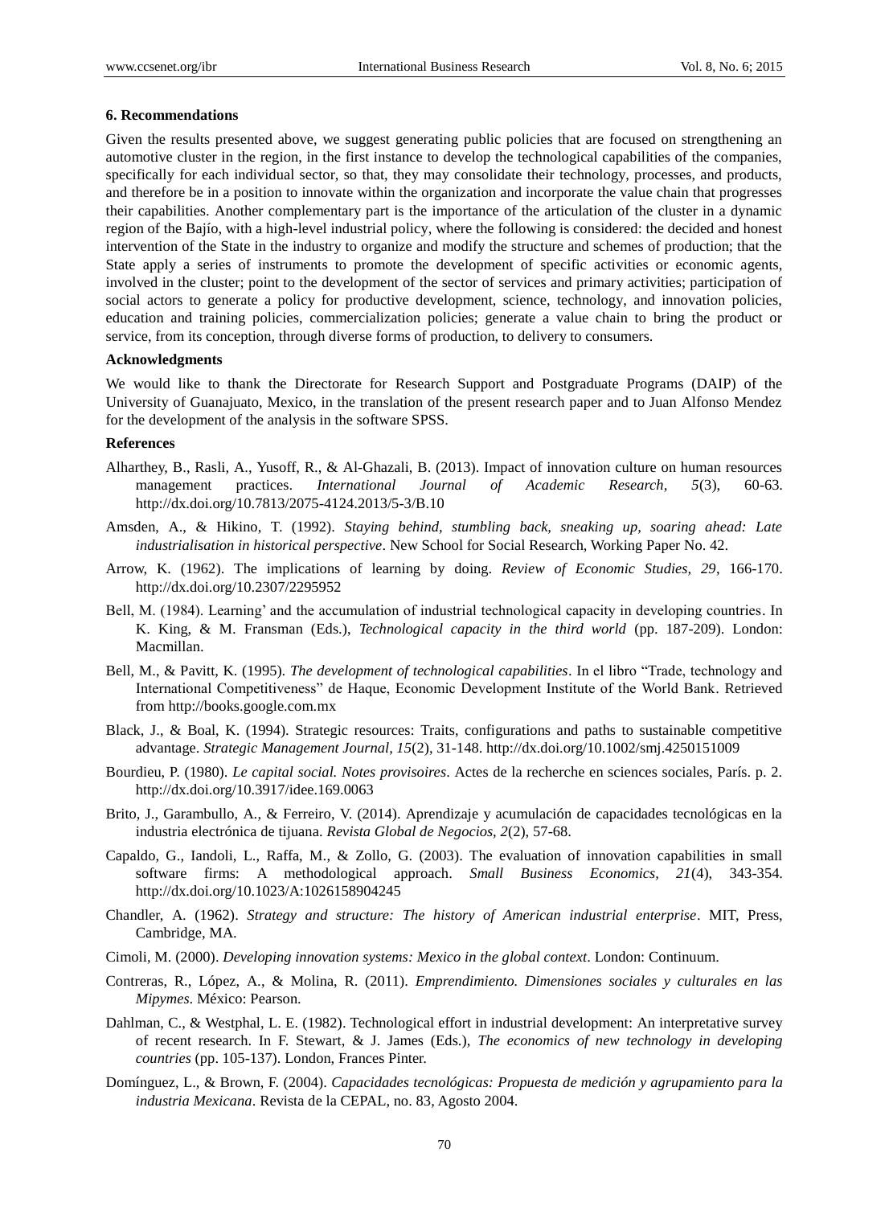## 6. Recommendations

Given the results presented above, we suggest generating public policies that are focused on strengthening an automotive cluster in the region, in the first instance to develop the technological capabilities of the companies, specifically for each individual sector, so that, they may consolidate their technology, processes, and products, and therefore be in a position to innovate within the organization and incorporate the value chain that progresses their capabilities. Another complementary part is the importance of the articulation of the cluster in a dynamic region of the Bajío, with a high-level industrial policy, where the following is considered: the decided and honest intervention of the State in the industry to organize and modify the structure and schemes of production; that the State apply a series of instruments to promote the development of specific activities or economic agents, involved in the cluster; point to the development of the sector of services and primary activities; participation of social actors to generate a policy for productive development, science, technology, and innovation policies, education and training policies, commercialization policies; generate a value chain to bring the product or service, from its conception, through diverse forms of production, to delivery to consumers.

### Acknowledgments

We would like to thank the Directorate for Research Support and Postgraduate Programs (DAIP) of the University of Guanajuato, Mexico, in the translation of the present research paper and to Juan Alfonso Mendez for the development of the analysis in the software SPSS.

### References

Alharthey, B., Rasli, A., Yusoff, R., & Al-Ghazali, B. (2013). Impact of innovation culture on human resources management practices. *International Journal of Academic Research, 5*(3), 60-63. http://dx.doi.org/10.7813/2075-4124.2013/5-3/B.10

Amsden, A., & Hikino, T. (1992). *Staying behind, stumbling back, sneaking up, soaring ahead: Late industrialisation in historical perspective*. New School for Social Research, Working Paper No. 42.

Arrow, K. (1962). The implications of learning by doing. *Review of Economic Studies, 29*, 166-170. http://dx.doi.org/10.2307/2295952

Bell, M. (1984). Learning' and the accumulation of industrial technological capacity in developing countries. In K. King, & M. Fransman (Eds.), *Technological capacity in the third world* (pp. 187-209). London: Macmillan.

Bell, M., & Pavitt, K. (1995). *The development of technological capabilities*. In el libro "Trade, technology and International Competitiveness" de Haque, Economic Development Institute of the World Bank. Retrieved from http://books.google.com.mx

Black, J., & Boal, K. (1994). Strategic resources: Traits, configurations and paths to sustainable competitive advantage. *Strategic Management Journal, 15*(2), 31-148. http://dx.doi.org/10.1002/smj.4250151009

Bourdieu, P. (1980). *Le capital social. Notes provisoires*. Actes de la recherche en sciences sociales, París. p. 2. http://dx.doi.org/10.3917/idee.169.0063

Brito, J., Garambullo, A., & Ferreiro, V. (2014). Aprendizaje y acumulación de capacidades tecnológicas en la industria electrónica de tijuana. *Revista Global de Negocios, 2*(2), 57-68.

Capaldo, G., Iandoli, L., Raffa, M., & Zollo, G. (2003). The evaluation of innovation capabilities in small software firms: A methodological approach. *Small Business Economics, 21*(4), 343-354. http://dx.doi.org/10.1023/A:1026158904245

Chandler, A. (1962). *Strategy and structure: The history of American industrial enterprise*. MIT, Press, Cambridge, MA.

Cimoli, M. (2000). *Developing innovation systems: Mexico in the global context*. London: Continuum.

Contreras, R., López, A., & Molina, R. (2011). *Emprendimiento. Dimensiones sociales y culturales en las Mipymes*. México: Pearson.

Dahlman, C., & Westphal, L. E. (1982). Technological effort in industrial development: An interpretative survey of recent research. In F. Stewart, & J. James (Eds.), *The economics of new technology in developing countries* (pp. 105-137). London, Frances Pinter.

Domínguez, L., & Brown, F. (2004). *Capacidades tecnológicas: Propuesta de medición y agrupamiento para la industria Mexicana*. Revista de la CEPAL, no. 83, Agosto 2004.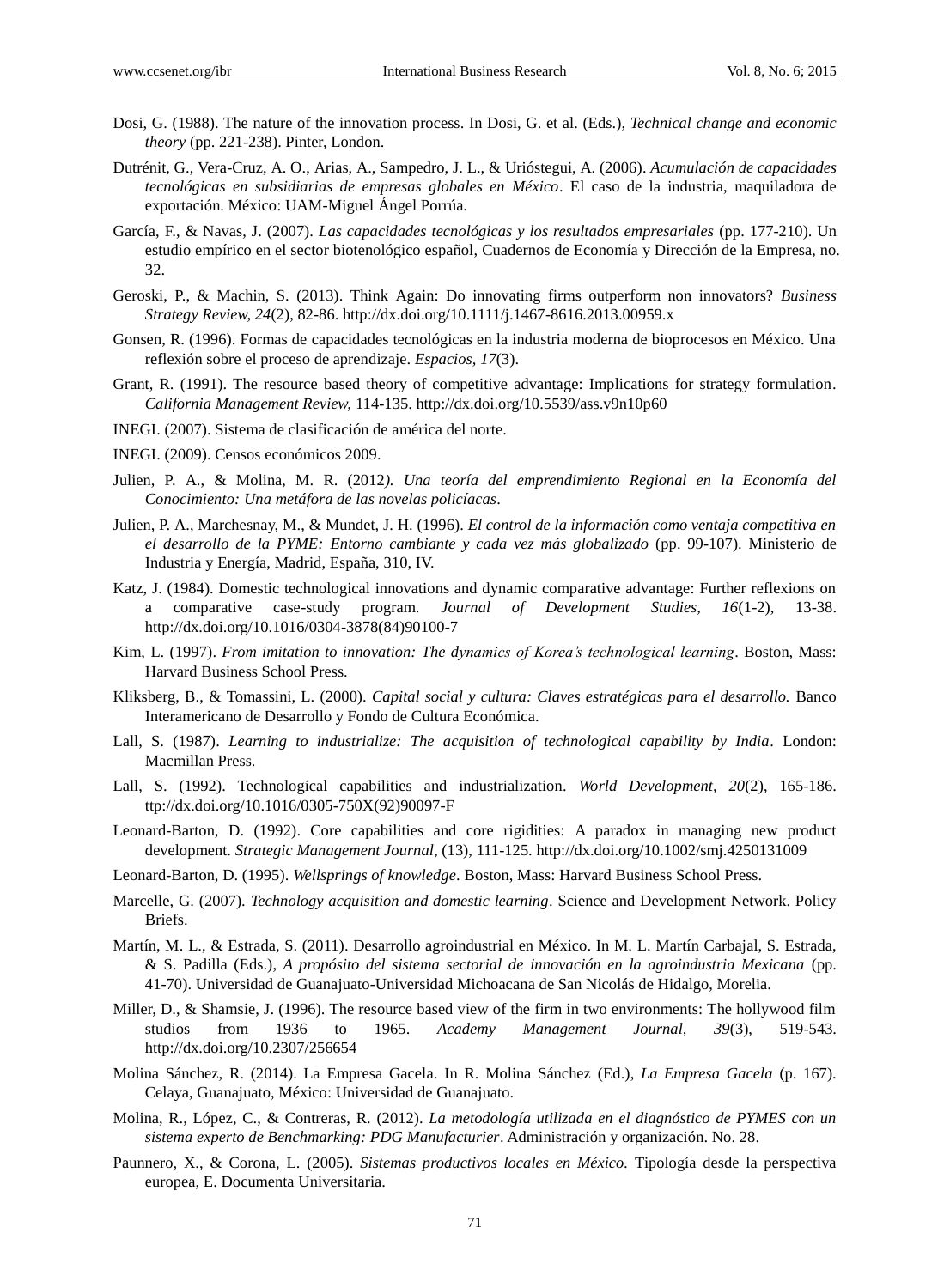Dosi, G. (1988). The nature of the innovation process. In Dosi, G. et al. (Eds.), *Technical change and economic theory* (pp. 221-238). Pinter, London.

Dutrénit, G., Vera-Cruz, A. O., Arias, A., Sampedro, J. L., & Urióstegui, A. (2006). *Acumulación de capacidades tecnológicas en subsidiarias de empresas globales en México*. El caso de la industria, maquiladora de exportación. México: UAM-Miguel Ángel Porrúa.

García, F., & Navas, J. (2007). *Las capacidades tecnológicas y los resultados empresariales* (pp. 177-210). Un estudio empírico en el sector biotenológico español, Cuadernos de Economía y Dirección de la Empresa, no. 32.

Geroski, P., & Machin, S. (2013). Think Again: Do innovating firms outperform non innovators? *Business Strategy Review, 24*(2), 82-86. http://dx.doi.org/10.1111/j.1467-8616.2013.00959.x

Gonsen, R. (1996). Formas de capacidades tecnológicas en la industria moderna de bioprocesos en México. Una reflexión sobre el proceso de aprendizaje. *Espacios, 17*(3).

Grant, R. (1991). The resource based theory of competitive advantage: Implications for strategy formulation. *California Management Review,* 114-135. http://dx.doi.org/10.5539/ass.v9n10p60

INEGI. (2007). Sistema de clasificación de américa del norte.

INEGI. (2009). Censos económicos 2009.

Julien, P. A., & Molina, M. R. (2012*). Una teoría del emprendimiento Regional en la Economía del Conocimiento: Una metáfora de las novelas policíacas*.

Julien, P. A., Marchesnay, M., & Mundet, J. H. (1996). *El control de la información como ventaja competitiva en el desarrollo de la PYME: Entorno cambiante y cada vez más globalizado* (pp. 99-107). Ministerio de Industria y Energía, Madrid, España, 310, IV.

Katz, J. (1984). Domestic technological innovations and dynamic comparative advantage: Further reflexions on a comparative case-study program. *Journal of Development Studies, 16*(1-2), 13-38. http://dx.doi.org/10.1016/0304-3878(84)90100-7

Kim, L. (1997). *From imitation to innovation: The dynamics of Korea's technological learning*. Boston, Mass: Harvard Business School Press.

Kliksberg, B., & Tomassini, L. (2000). *Capital social y cultura: Claves estratégicas para el desarrollo.* Banco Interamericano de Desarrollo y Fondo de Cultura Económica.

Lall, S. (1987). *Learning to industrialize: The acquisition of technological capability by India*. London: Macmillan Press.

Lall, S. (1992). Technological capabilities and industrialization. *World Development, 20*(2), 165-186. ttp://dx.doi.org/10.1016/0305-750X(92)90097-F

Leonard-Barton, D. (1992). Core capabilities and core rigidities: A paradox in managing new product development. *Strategic Management Journal*, (13), 111-125. http://dx.doi.org/10.1002/smj.4250131009

Leonard-Barton, D. (1995). *Wellsprings of knowledge*. Boston, Mass: Harvard Business School Press.

Marcelle, G. (2007). *Technology acquisition and domestic learning*. Science and Development Network. Policy Briefs.

Martín, M. L., & Estrada, S. (2011). Desarrollo agroindustrial en México. In M. L. Martín Carbajal, S. Estrada, & S. Padilla (Eds.), *A propósito del sistema sectorial de innovación en la agroindustria Mexicana* (pp. 41-70). Universidad de Guanajuato-Universidad Michoacana de San Nicolás de Hidalgo, Morelia.

Miller, D., & Shamsie, J. (1996). The resource based view of the firm in two environments: The hollywood film studios from 1936 to 1965. *Academy Management Journal, 39*(3), 519-543. http://dx.doi.org/10.2307/256654

Molina Sánchez, R. (2014). La Empresa Gacela. In R. Molina Sánchez (Ed.), *La Empresa Gacela* (p. 167). Celaya, Guanajuato, México: Universidad de Guanajuato.

Molina, R., López, C., & Contreras, R. (2012). *La metodología utilizada en el diagnóstico de PYMES con un sistema experto de Benchmarking: PDG Manufacturier*. Administración y organización. No. 28.

Paunnero, X., & Corona, L. (2005). *Sistemas productivos locales en México.* Tipología desde la perspectiva europea, E. Documenta Universitaria.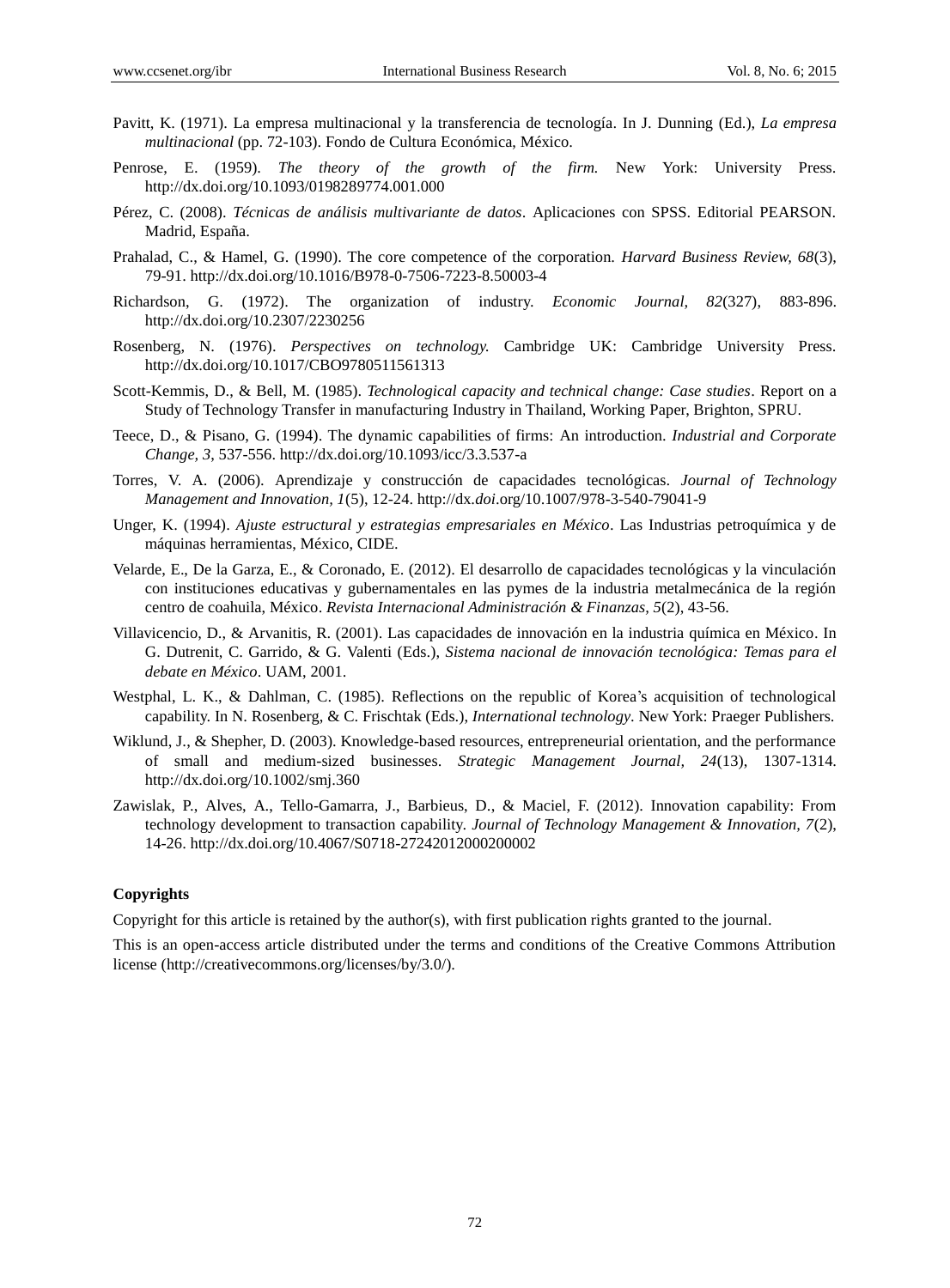Pavitt, K. (1971). La empresa multinacional y la transferencia de tecnología. In J. Dunning (Ed.), *La empresa multinacional* (pp. 72-103). Fondo de Cultura Económica, México.

Penrose, E. (1959). *The theory of the growth of the firm.* New York: University Press. http://dx.doi.org/10.1093/0198289774.001.000

Pérez, C. (2008). *Técnicas de análisis multivariante de datos*. Aplicaciones con SPSS. Editorial PEARSON. Madrid, España.

Prahalad, C., & Hamel, G. (1990). The core competence of the corporation. *Harvard Business Review, 68*(3), 79-91. http://dx.doi.org/10.1016/B978-0-7506-7223-8.50003-4

Richardson, G. (1972). The organization of industry. *Economic Journal, 82*(327), 883-896. http://dx.doi.org/10.2307/2230256

Rosenberg, N. (1976). *Perspectives on technology.* Cambridge UK: Cambridge University Press. http://dx.doi.org/10.1017/CBO9780511561313

Scott-Kemmis, D., & Bell, M. (1985). *Technological capacity and technical change: Case studies*. Report on a Study of Technology Transfer in manufacturing Industry in Thailand, Working Paper, Brighton, SPRU.

Teece, D., & Pisano, G. (1994). The dynamic capabilities of firms: An introduction. *Industrial and Corporate Change, 3*, 537-556. http://dx.doi.org/10.1093/icc/3.3.537-a

Torres, V. A. (2006). Aprendizaje y construcción de capacidades tecnológicas. *Journal of Technology Management and Innovation, 1*(5), 12-24. http://dx.*doi*.org/10.1007/978-3-540-79041-9

Unger, K. (1994). *Ajuste estructural y estrategias empresariales en México*. Las Industrias petroquímica y de máquinas herramientas, México, CIDE.

Velarde, E., De la Garza, E., & Coronado, E. (2012). El desarrollo de capacidades tecnológicas y la vinculación con instituciones educativas y gubernamentales en las pymes de la industria metalmecánica de la región centro de coahuila, México. *Revista Internacional Administración & Finanzas, 5*(2), 43-56.

Villavicencio, D., & Arvanitis, R. (2001). Las capacidades de innovación en la industria química en México. In G. Dutrenit, C. Garrido, & G. Valenti (Eds.), *Sistema nacional de innovación tecnológica: Temas para el debate en México*. UAM, 2001.

Westphal, L. K., & Dahlman, C. (1985). Reflections on the republic of Korea's acquisition of technological capability. In N. Rosenberg, & C. Frischtak (Eds.), *International technology*. New York: Praeger Publishers.

Wiklund, J., & Shepher, D. (2003). Knowledge-based resources, entrepreneurial orientation, and the performance of small and medium-sized businesses. *Strategic Management Journal, 24*(13), 1307-1314. http://dx.doi.org/10.1002/smj.360

Zawislak, P., Alves, A., Tello-Gamarra, J., Barbieus, D., & Maciel, F. (2012). Innovation capability: From technology development to transaction capability. *Journal of Technology Management & Innovation, 7*(2), 14-26. http://dx.doi.org/10.4067/S0718-27242012000200002

**Copyrights**

Copyright for this article is retained by the author(s), with first publication rights granted to the journal.

This is an open-access article distributed under the terms and conditions of the Creative Commons Attribution license (http://creativecommons.org/licenses/by/3.0/).